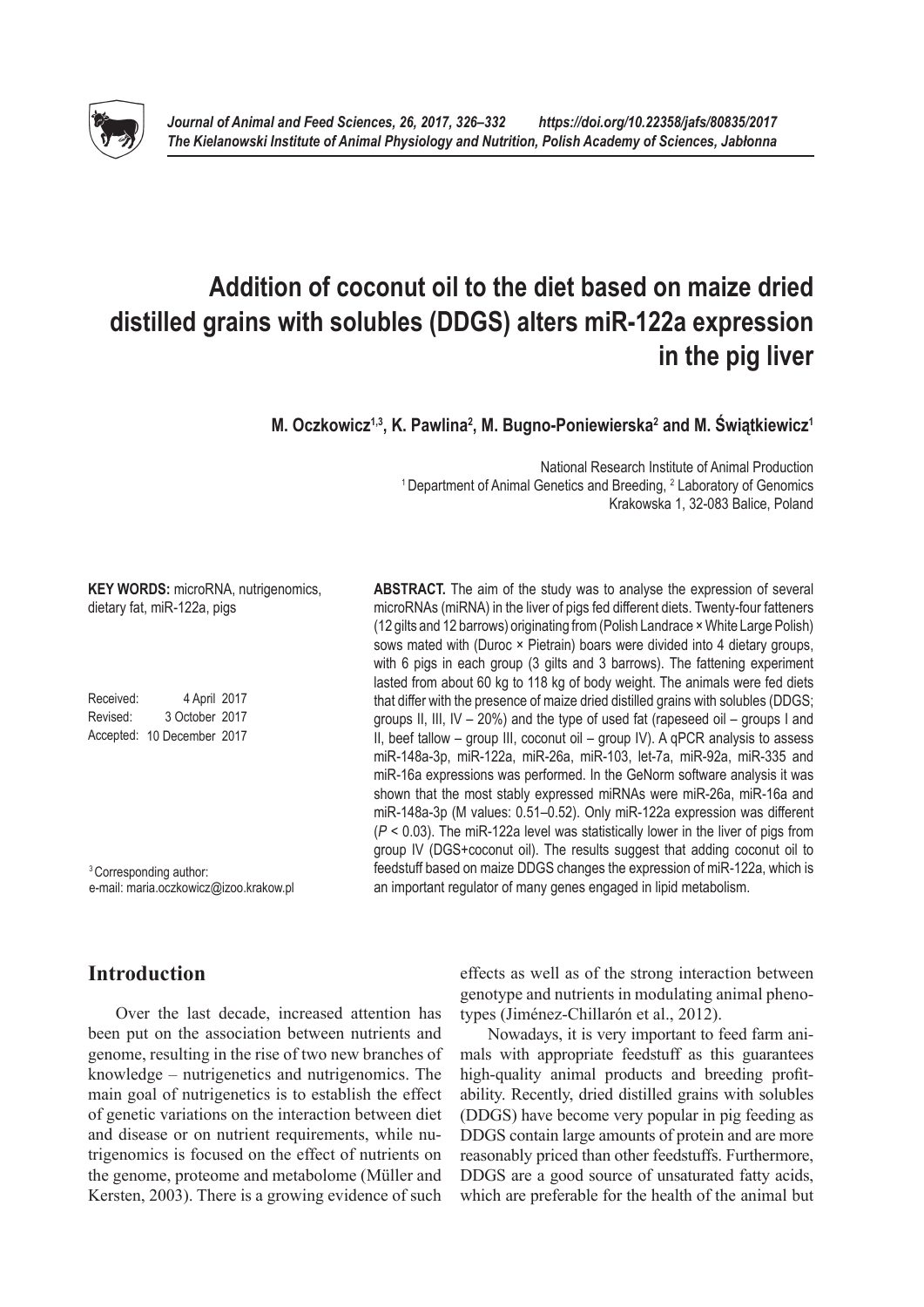# Addition of coconut oil to the diet based on maize dried distilled grains with solubles (DDGS) alters miR-122a expression in the pig liver

**M. Oczkowicz[1,3], K. Pawlina[2], M. Bugno-Poniewierska[2] and M. Świątkiewicz[1]**

National Research Institute of Animal Production
[1] Department of Animal Genetics and Breeding, [2] Laboratory of Genomics
Krakowska 1, 32-083 Balice, Poland

**KEY WORDS:** microRNA, nutrigenomics, dietary fat, miR-122a, pigs

Received: 4 April 2017
Revised: 3 October 2017
Accepted: 10 December 2017

[3] Corresponding author:
e-mail: maria.oczkowicz@izoo.krakow.pl

**ABSTRACT.** The aim of the study was to analyse the expression of several microRNAs (miRNA) in the liver of pigs fed different diets. Twenty-four fatteners (12 gilts and 12 barrows) originating from (Polish Landrace × White Large Polish) sows mated with (Duroc × Pietrain) boars were divided into 4 dietary groups, with 6 pigs in each group (3 gilts and 3 barrows). The fattening experiment lasted from about 60 kg to 118 kg of body weight. The animals were fed diets that differ with the presence of maize dried distilled grains with solubles (DDGS; groups II, III, IV – 20%) and the type of used fat (rapeseed oil – groups I and II, beef tallow – group III, coconut oil – group IV). A qPCR analysis to assess miR-148a-3p, miR-122a, miR-26a, miR-103, let-7a, miR-92a, miR-335 and miR-16a expressions was performed. In the GeNorm software analysis it was shown that the most stably expressed miRNAs were miR-26a, miR-16a and miR-148a-3p (M values: 0.51–0.52). Only miR-122a expression was different ($P < 0.03$). The miR-122a level was statistically lower in the liver of pigs from group IV (DGS+coconut oil). The results suggest that adding coconut oil to feedstuff based on maize DDGS changes the expression of miR-122a, which is an important regulator of many genes engaged in lipid metabolism.

## Introduction

Over the last decade, increased attention has been put on the association between nutrients and genome, resulting in the rise of two new branches of knowledge – nutrigenetics and nutrigenomics. The main goal of nutrigenetics is to establish the effect of genetic variations on the interaction between diet and disease or on nutrient requirements, while nutrigenomics is focused on the effect of nutrients on the genome, proteome and metabolome (Müller and Kersten, 2003). There is a growing evidence of such effects as well as of the strong interaction between genotype and nutrients in modulating animal phenotypes (Jiménez-Chillarón et al., 2012).

Nowadays, it is very important to feed farm animals with appropriate feedstuff as this guarantees high-quality animal products and breeding profitability. Recently, dried distilled grains with solubles (DDGS) have become very popular in pig feeding as DDGS contain large amounts of protein and are more reasonably priced than other feedstuffs. Furthermore, DDGS are a good source of unsaturated fatty acids, which are preferable for the health of the animal but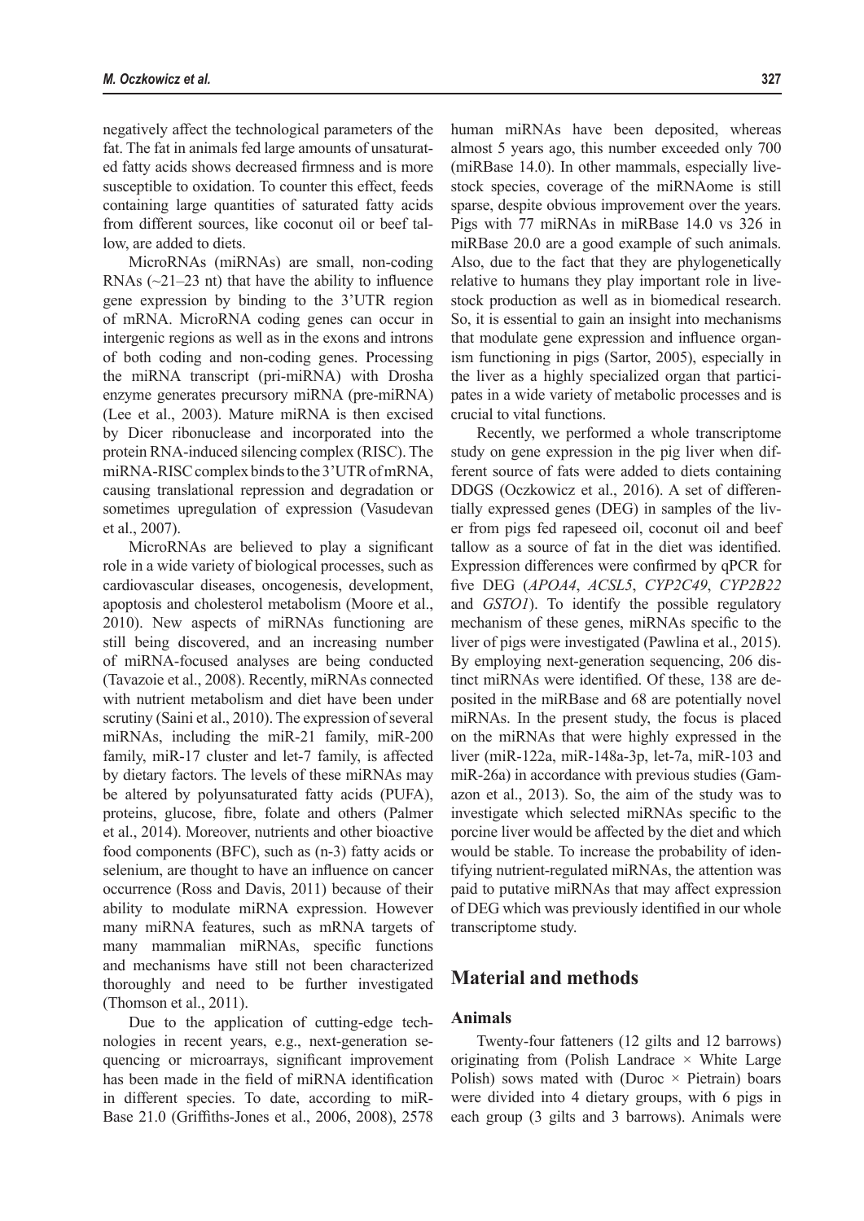negatively affect the technological parameters of the fat. The fat in animals fed large amounts of unsaturated fatty acids shows decreased firmness and is more susceptible to oxidation. To counter this effect, feeds containing large quantities of saturated fatty acids from different sources, like coconut oil or beef tallow, are added to diets.

MicroRNAs (miRNAs) are small, non-coding RNAs (~21–23 nt) that have the ability to influence gene expression by binding to the 3'UTR region of mRNA. MicroRNA coding genes can occur in intergenic regions as well as in the exons and introns of both coding and non-coding genes. Processing the miRNA transcript (pri-miRNA) with Drosha enzyme generates precursory miRNA (pre-miRNA) (Lee et al., 2003). Mature miRNA is then excised by Dicer ribonuclease and incorporated into the protein RNA-induced silencing complex (RISC). The miRNA-RISC complex binds to the 3'UTR of mRNA, causing translational repression and degradation or sometimes upregulation of expression (Vasudevan et al., 2007).

MicroRNAs are believed to play a significant role in a wide variety of biological processes, such as cardiovascular diseases, oncogenesis, development, apoptosis and cholesterol metabolism (Moore et al., 2010). New aspects of miRNAs functioning are still being discovered, and an increasing number of miRNA-focused analyses are being conducted (Tavazoie et al., 2008). Recently, miRNAs connected with nutrient metabolism and diet have been under scrutiny (Saini et al., 2010). The expression of several miRNAs, including the miR-21 family, miR-200 family, miR-17 cluster and let-7 family, is affected by dietary factors. The levels of these miRNAs may be altered by polyunsaturated fatty acids (PUFA), proteins, glucose, fibre, folate and others (Palmer et al., 2014). Moreover, nutrients and other bioactive food components (BFC), such as (n-3) fatty acids or selenium, are thought to have an influence on cancer occurrence (Ross and Davis, 2011) because of their ability to modulate miRNA expression. However many miRNA features, such as mRNA targets of many mammalian miRNAs, specific functions and mechanisms have still not been characterized thoroughly and need to be further investigated (Thomson et al., 2011).

Due to the application of cutting-edge technologies in recent years, e.g., next-generation sequencing or microarrays, significant improvement has been made in the field of miRNA identification in different species. To date, according to miRBase 21.0 (Griffiths-Jones et al., 2006, 2008), 2578 human miRNAs have been deposited, whereas almost 5 years ago, this number exceeded only 700 (miRBase 14.0). In other mammals, especially livestock species, coverage of the miRNAome is still sparse, despite obvious improvement over the years. Pigs with 77 miRNAs in miRBase 14.0 vs 326 in miRBase 20.0 are a good example of such animals. Also, due to the fact that they are phylogenetically relative to humans they play important role in livestock production as well as in biomedical research. So, it is essential to gain an insight into mechanisms that modulate gene expression and influence organism functioning in pigs (Sartor, 2005), especially in the liver as a highly specialized organ that participates in a wide variety of metabolic processes and is crucial to vital functions.

Recently, we performed a whole transcriptome study on gene expression in the pig liver when different source of fats were added to diets containing DDGS (Oczkowicz et al., 2016). A set of differentially expressed genes (DEG) in samples of the liver from pigs fed rapeseed oil, coconut oil and beef tallow as a source of fat in the diet was identified. Expression differences were confirmed by qPCR for five DEG (*APOA4*, *ACSL5*, *CYP2C49*, *CYP2B22* and *GSTO1*). To identify the possible regulatory mechanism of these genes, miRNAs specific to the liver of pigs were investigated (Pawlina et al., 2015). By employing next-generation sequencing, 206 distinct miRNAs were identified. Of these, 138 are deposited in the miRBase and 68 are potentially novel miRNAs. In the present study, the focus is placed on the miRNAs that were highly expressed in the liver (miR-122a, miR-148a-3p, let-7a, miR-103 and miR-26a) in accordance with previous studies (Gamazon et al., 2013). So, the aim of the study was to investigate which selected miRNAs specific to the porcine liver would be affected by the diet and which would be stable. To increase the probability of identifying nutrient-regulated miRNAs, the attention was paid to putative miRNAs that may affect expression of DEG which was previously identified in our whole transcriptome study.

## Material and methods

### Animals

Twenty-four fatteners (12 gilts and 12 barrows) originating from (Polish Landrace × White Large Polish) sows mated with (Duroc × Pietrain) boars were divided into 4 dietary groups, with 6 pigs in each group (3 gilts and 3 barrows). Animals were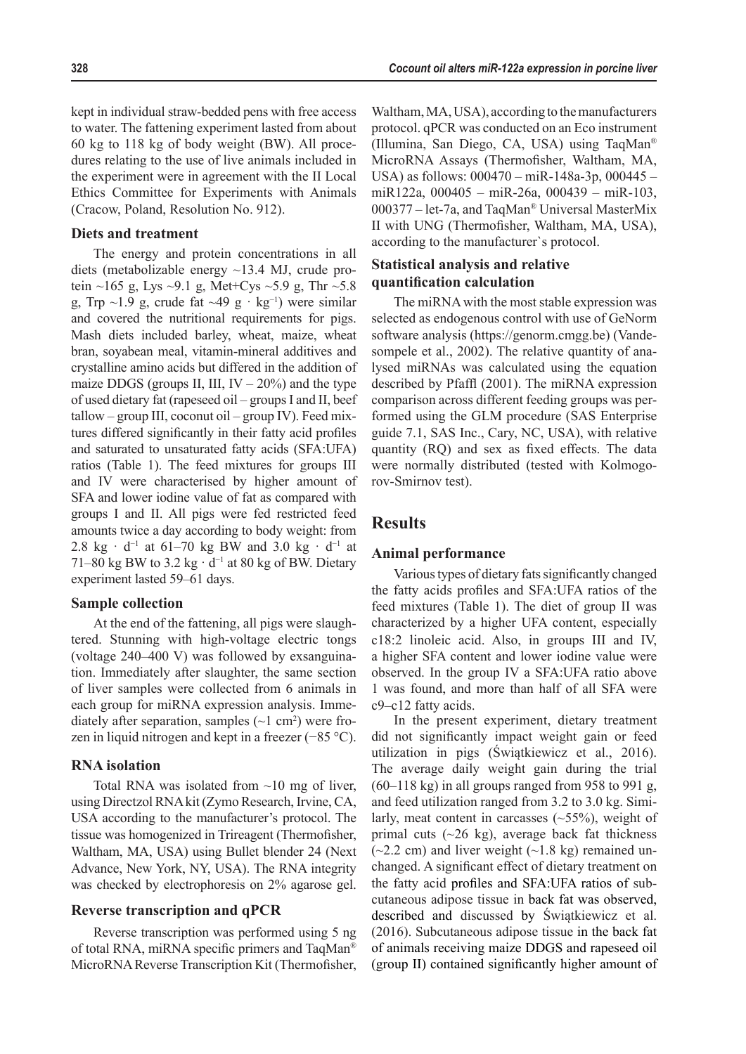kept in individual straw-bedded pens with free access to water. The fattening experiment lasted from about 60 kg to 118 kg of body weight (BW). All procedures relating to the use of live animals included in the experiment were in agreement with the II Local Ethics Committee for Experiments with Animals (Cracow, Poland, Resolution No. 912).

### Diets and treatment

The energy and protein concentrations in all diets (metabolizable energy ~13.4 MJ, crude protein ~165 g, Lys ~9.1 g, Met+Cys ~5.9 g, Thr ~5.8 g, Trp ~1.9 g, crude fat ~49 g · kg$^{-1}$) were similar and covered the nutritional requirements for pigs. Mash diets included barley, wheat, maize, wheat bran, soyabean meal, vitamin-mineral additives and crystalline amino acids but differed in the addition of maize DDGS (groups II, III, IV – 20%) and the type of used dietary fat (rapeseed oil – groups I and II, beef tallow – group III, coconut oil – group IV). Feed mixtures differed significantly in their fatty acid profiles and saturated to unsaturated fatty acids (SFA:UFA) ratios (Table 1). The feed mixtures for groups III and IV were characterised by higher amount of SFA and lower iodine value of fat as compared with groups I and II. All pigs were fed restricted feed amounts twice a day according to body weight: from 2.8 kg · d$^{-1}$ at 61–70 kg BW and 3.0 kg · d$^{-1}$ at 71–80 kg BW to 3.2 kg · d$^{-1}$ at 80 kg of BW. Dietary experiment lasted 59–61 days.

### Sample collection

At the end of the fattening, all pigs were slaughtered. Stunning with high-voltage electric tongs (voltage 240–400 V) was followed by exsanguination. Immediately after slaughter, the same section of liver samples were collected from 6 animals in each group for miRNA expression analysis. Immediately after separation, samples (~1 cm$^2$) were frozen in liquid nitrogen and kept in a freezer (−85 °C).

### RNA isolation

Total RNA was isolated from ~10 mg of liver, using Directzol RNA kit (Zymo Research, Irvine, CA, USA according to the manufacturer's protocol. The tissue was homogenized in Trireagent (Thermofisher, Waltham, MA, USA) using Bullet blender 24 (Next Advance, New York, NY, USA). The RNA integrity was checked by electrophoresis on 2% agarose gel.

### Reverse transcription and qPCR

Reverse transcription was performed using 5 ng of total RNA, miRNA specific primers and TaqMan® MicroRNA Reverse Transcription Kit (Thermofisher, Waltham, MA, USA), according to the manufacturers protocol. qPCR was conducted on an Eco instrument (Illumina, San Diego, CA, USA) using TaqMan® MicroRNA Assays (Thermofisher, Waltham, MA, USA) as follows: 000470 – miR-148a-3p, 000445 – miR122a, 000405 – miR-26a, 000439 – miR-103, 000377 – let-7a, and TaqMan® Universal MasterMix II with UNG (Thermofisher, Waltham, MA, USA), according to the manufacturer`s protocol.

### Statistical analysis and relative quantification calculation

The miRNA with the most stable expression was selected as endogenous control with use of GeNorm software analysis (https://genorm.cmgg.be) (Vandesompele et al., 2002). The relative quantity of analysed miRNAs was calculated using the equation described by Pfaffl (2001). The miRNA expression comparison across different feeding groups was performed using the GLM procedure (SAS Enterprise guide 7.1, SAS Inc., Cary, NC, USA), with relative quantity (RQ) and sex as fixed effects. The data were normally distributed (tested with Kolmogorov-Smirnov test).

## Results

### Animal performance

Various types of dietary fats significantly changed the fatty acids profiles and SFA:UFA ratios of the feed mixtures (Table 1). The diet of group II was characterized by a higher UFA content, especially c18:2 linoleic acid. Also, in groups III and IV, a higher SFA content and lower iodine value were observed. In the group IV a SFA:UFA ratio above 1 was found, and more than half of all SFA were c9–c12 fatty acids.

In the present experiment, dietary treatment did not significantly impact weight gain or feed utilization in pigs (Świątkiewicz et al., 2016). The average daily weight gain during the trial (60–118 kg) in all groups ranged from 958 to 991 g, and feed utilization ranged from 3.2 to 3.0 kg. Similarly, meat content in carcasses (~55%), weight of primal cuts (~26 kg), average back fat thickness (~2.2 cm) and liver weight (~1.8 kg) remained unchanged. A significant effect of dietary treatment on the fatty acid profiles and SFA:UFA ratios of subcutaneous adipose tissue in back fat was observed, described and discussed by Świątkiewicz et al. (2016). Subcutaneous adipose tissue in the back fat of animals receiving maize DDGS and rapeseed oil (group II) contained significantly higher amount of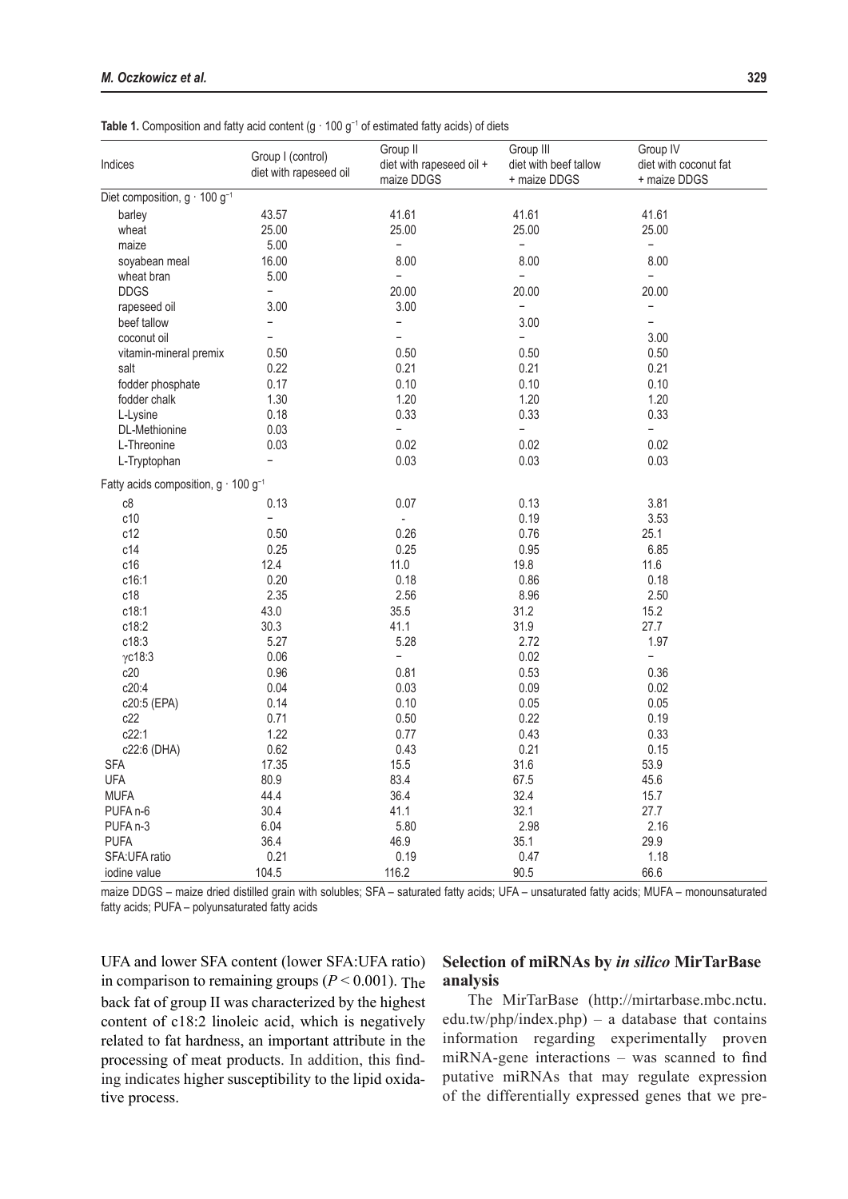**Table 1.** Composition and fatty acid content (g · 100 $g^{-1}$ of estimated fatty acids) of diets

| Indices | Group I (control) diet with rapeseed oil | Group II diet with rapeseed oil + maize DDGS | Group III diet with beef tallow + maize DDGS | Group IV diet with coconut fat + maize DDGS |
|---|---|---|---|---|
| Diet composition, g · 100 $g^{-1}$ | | | | |
| barley | 43.57 | 41.61 | 41.61 | 41.61 |
| wheat | 25.00 | 25.00 | 25.00 | 25.00 |
| maize | 5.00 | – | – | – |
| soyabean meal | 16.00 | 8.00 | 8.00 | 8.00 |
| wheat bran | 5.00 | – | – | – |
| DDGS | – | 20.00 | 20.00 | 20.00 |
| rapeseed oil | 3.00 | 3.00 | – | – |
| beef tallow | – | – | 3.00 | – |
| coconut oil | – | – | – | 3.00 |
| vitamin-mineral premix | 0.50 | 0.50 | 0.50 | 0.50 |
| salt | 0.22 | 0.21 | 0.21 | 0.21 |
| fodder phosphate | 0.17 | 0.10 | 0.10 | 0.10 |
| fodder chalk | 1.30 | 1.20 | 1.20 | 1.20 |
| L-Lysine | 0.18 | 0.33 | 0.33 | 0.33 |
| DL-Methionine | 0.03 | – | – | – |
| L-Threonine | 0.03 | 0.02 | 0.02 | 0.02 |
| L-Tryptophan | – | 0.03 | 0.03 | 0.03 |
| Fatty acids composition, g · 100 $g^{-1}$ | | | | |
| c8 | 0.13 | 0.07 | 0.13 | 3.81 |
| c10 | – | - | 0.19 | 3.53 |
| c12 | 0.50 | 0.26 | 0.76 | 25.1 |
| c14 | 0.25 | 0.25 | 0.95 | 6.85 |
| c16 | 12.4 | 11.0 | 19.8 | 11.6 |
| c16:1 | 0.20 | 0.18 | 0.86 | 0.18 |
| c18 | 2.35 | 2.56 | 8.96 | 2.50 |
| c18:1 | 43.0 | 35.5 | 31.2 | 15.2 |
| c18:2 | 30.3 | 41.1 | 31.9 | 27.7 |
| c18:3 | 5.27 | 5.28 | 2.72 | 1.97 |
| γc18:3 | 0.06 | – | 0.02 | – |
| c20 | 0.96 | 0.81 | 0.53 | 0.36 |
| c20:4 | 0.04 | 0.03 | 0.09 | 0.02 |
| c20:5 (EPA) | 0.14 | 0.10 | 0.05 | 0.05 |
| c22 | 0.71 | 0.50 | 0.22 | 0.19 |
| c22:1 | 1.22 | 0.77 | 0.43 | 0.33 |
| c22:6 (DHA) | 0.62 | 0.43 | 0.21 | 0.15 |
| SFA | 17.35 | 15.5 | 31.6 | 53.9 |
| UFA | 80.9 | 83.4 | 67.5 | 45.6 |
| MUFA | 44.4 | 36.4 | 32.4 | 15.7 |
| PUFA n-6 | 30.4 | 41.1 | 32.1 | 27.7 |
| PUFA n-3 | 6.04 | 5.80 | 2.98 | 2.16 |
| PUFA | 36.4 | 46.9 | 35.1 | 29.9 |
| SFA:UFA ratio | 0.21 | 0.19 | 0.47 | 1.18 |
| iodine value | 104.5 | 116.2 | 90.5 | 66.6 |

maize DDGS – maize dried distilled grain with solubles; SFA – saturated fatty acids; UFA – unsaturated fatty acids; MUFA – monounsaturated fatty acids; PUFA – polyunsaturated fatty acids

UFA and lower SFA content (lower SFA:UFA ratio) in comparison to remaining groups ($P < 0.001$). The back fat of group II was characterized by the highest content of c18:2 linoleic acid, which is negatively related to fat hardness, an important attribute in the processing of meat products. In addition, this finding indicates higher susceptibility to the lipid oxidative process.

## Selection of miRNAs by *in silico* MirTarBase analysis

The MirTarBase (http://mirtarbase.mbc.nctu.edu.tw/php/index.php) – a database that contains information regarding experimentally proven miRNA-gene interactions – was scanned to find putative miRNAs that may regulate expression of the differentially expressed genes that we pre-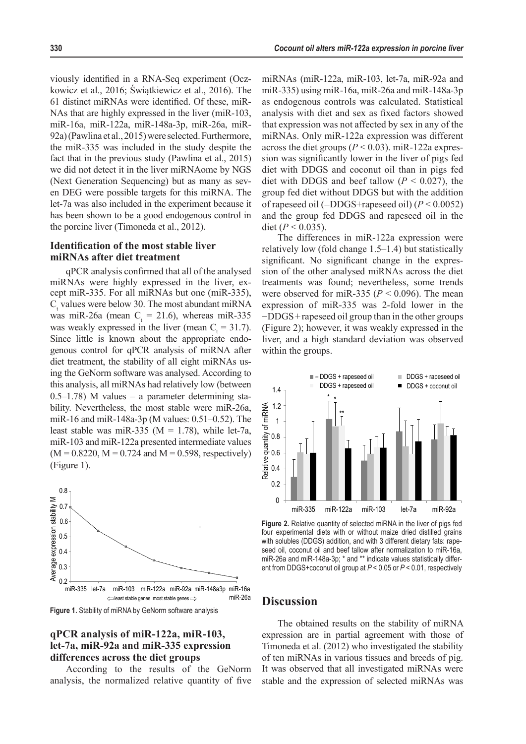viously identified in a RNA-Seq experiment (Oczkowicz et al., 2016; Świątkiewicz et al., 2016). The 61 distinct miRNAs were identified. Of these, miRNAs that are highly expressed in the liver (miR-103, miR-16a, miR-122a, miR-148a-3p, miR-26a, miR-92a) (Pawlina et al., 2015) were selected. Furthermore, the miR-335 was included in the study despite the fact that in the previous study (Pawlina et al., 2015) we did not detect it in the liver miRNAome by NGS (Next Generation Sequencing) but as many as seven DEG were possible targets for this miRNA. The let-7a was also included in the experiment because it has been shown to be a good endogenous control in the porcine liver (Timoneda et al., 2012).

### Identification of the most stable liver miRNAs after diet treatment

qPCR analysis confirmed that all of the analysed miRNAs were highly expressed in the liver, except miR-335. For all miRNAs but one (miR-335), $C_t$ values were below 30. The most abundant miRNA was miR-26a (mean $C_t$ = 21.6), whereas miR-335 was weakly expressed in the liver (mean $C_t$ = 31.7). Since little is known about the appropriate endogenous control for qPCR analysis of miRNA after diet treatment, the stability of all eight miRNAs using the GeNorm software was analysed. According to this analysis, all miRNAs had relatively low (between 0.5–1.78) M values – a parameter determining stability. Nevertheless, the most stable were miR-26a, miR-16 and miR-148a-3p (M values: 0.51–0.52). The least stable was miR-335 (M = 1.78), while let-7a, miR-103 and miR-122a presented intermediate values (M = 0.8220, M = 0.724 and M = 0.598, respectively) (Figure 1).

**Figure 1.** Stability of miRNA by GeNorm software analysis

### qPCR analysis of miR-122a, miR-103, let-7a, miR-92a and miR-335 expression differences across the diet groups

According to the results of the GeNorm analysis, the normalized relative quantity of five miRNAs (miR-122a, miR-103, let-7a, miR-92a and miR-335) using miR-16a, miR-26a and miR-148a-3p as endogenous controls was calculated. Statistical analysis with diet and sex as fixed factors showed that expression was not affected by sex in any of the miRNAs. Only miR-122a expression was different across the diet groups ($P < 0.03$). miR-122a expression was significantly lower in the liver of pigs fed diet with DDGS and coconut oil than in pigs fed diet with DDGS and beef tallow ($P < 0.027$), the group fed diet without DDGS but with the addition of rapeseed oil (–DDGS+rapeseed oil) ($P < 0.0052$) and the group fed DDGS and rapeseed oil in the diet ($P < 0.035$).

The differences in miR-122a expression were relatively low (fold change 1.5–1.4) but statistically significant. No significant change in the expression of the other analysed miRNAs across the diet treatments was found; nevertheless, some trends were observed for miR-335 ($P < 0.096$). The mean expression of miR-335 was 2-fold lower in the –DDGS + rapeseed oil group than in the other groups (Figure 2); however, it was weakly expressed in the liver, and a high standard deviation was observed within the groups.

**Figure 2.** Relative quantity of selected miRNA in the liver of pigs fed four experimental diets with or without maize dried distilled grains with solubles (DDGS) addition, and with 3 different dietary fats: rapeseed oil, coconut oil and beef tallow after normalization to miR-16a, miR-26a and miR-148a-3p; * and ** indicate values statistically different from DDGS+coconut oil group at $P < 0.05$ or $P < 0.01$, respectively

## Discussion

The obtained results on the stability of miRNA expression are in partial agreement with those of Timoneda et al. (2012) who investigated the stability of ten miRNAs in various tissues and breeds of pig. It was observed that all investigated miRNAs were stable and the expression of selected miRNAs was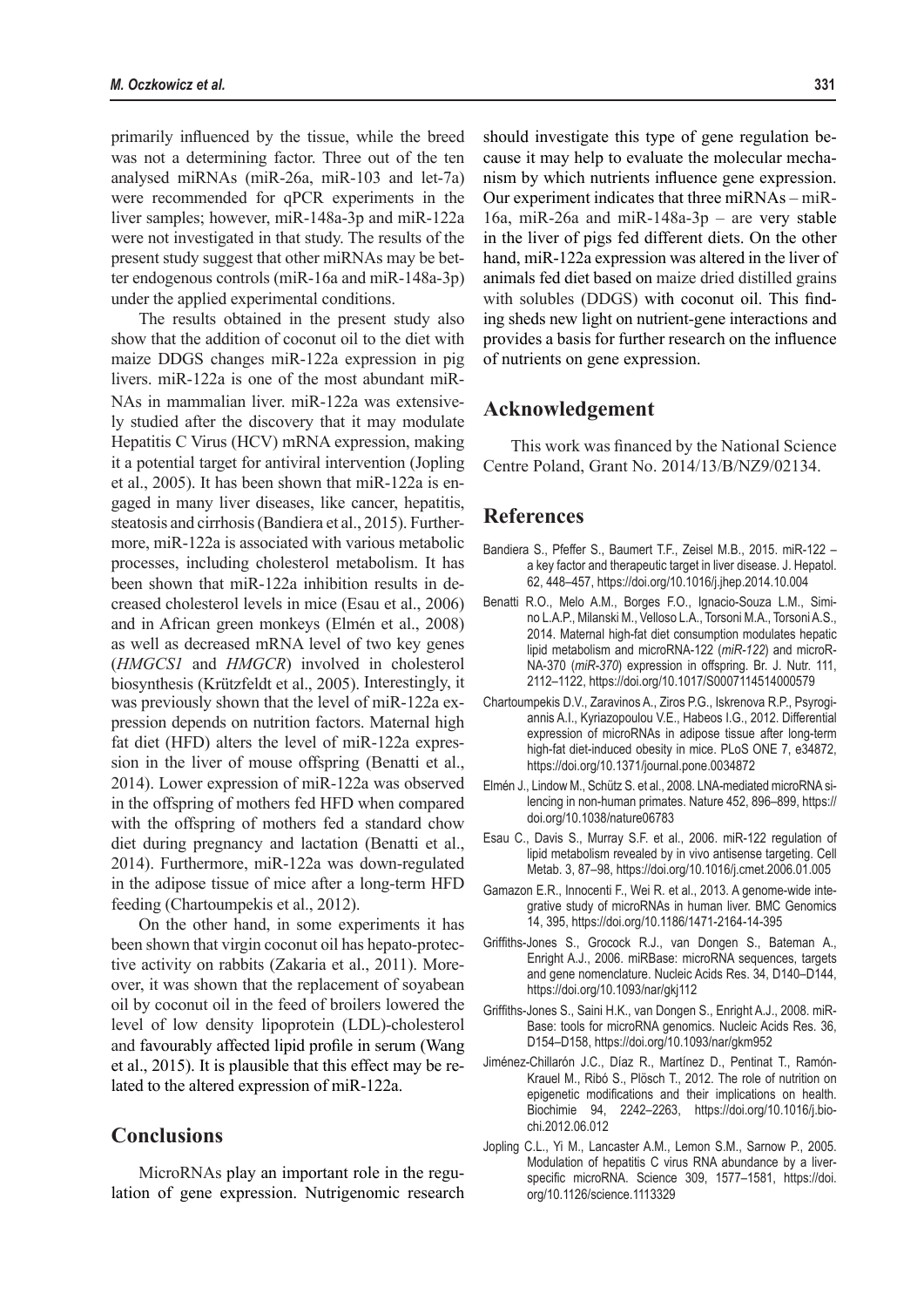primarily influenced by the tissue, while the breed was not a determining factor. Three out of the ten analysed miRNAs (miR-26a, miR-103 and let-7a) were recommended for qPCR experiments in the liver samples; however, miR-148a-3p and miR-122a were not investigated in that study. The results of the present study suggest that other miRNAs may be better endogenous controls (miR-16a and miR-148a-3p) under the applied experimental conditions.

The results obtained in the present study also show that the addition of coconut oil to the diet with maize DDGS changes miR-122a expression in pig livers. miR-122a is one of the most abundant miRNAs in mammalian liver. miR-122a was extensively studied after the discovery that it may modulate Hepatitis C Virus (HCV) mRNA expression, making it a potential target for antiviral intervention (Jopling et al., 2005). It has been shown that miR-122a is engaged in many liver diseases, like cancer, hepatitis, steatosis and cirrhosis (Bandiera et al., 2015). Furthermore, miR-122a is associated with various metabolic processes, including cholesterol metabolism. It has been shown that miR-122a inhibition results in decreased cholesterol levels in mice (Esau et al., 2006) and in African green monkeys (Elmén et al., 2008) as well as decreased mRNA level of two key genes (*HMGCS1* and *HMGCR*) involved in cholesterol biosynthesis (Krützfeldt et al., 2005). Interestingly, it was previously shown that the level of miR-122a expression depends on nutrition factors. Maternal high fat diet (HFD) alters the level of miR-122a expression in the liver of mouse offspring (Benatti et al., 2014). Lower expression of miR-122a was observed in the offspring of mothers fed HFD when compared with the offspring of mothers fed a standard chow diet during pregnancy and lactation (Benatti et al., 2014). Furthermore, miR-122a was down-regulated in the adipose tissue of mice after a long-term HFD feeding (Chartoumpekis et al., 2012).

On the other hand, in some experiments it has been shown that virgin coconut oil has hepato-protective activity on rabbits (Zakaria et al., 2011). Moreover, it was shown that the replacement of soyabean oil by coconut oil in the feed of broilers lowered the level of low density lipoprotein (LDL)-cholesterol and favourably affected lipid profile in serum (Wang et al., 2015). It is plausible that this effect may be related to the altered expression of miR-122a.

## Conclusions

MicroRNAs play an important role in the regulation of gene expression. Nutrigenomic research should investigate this type of gene regulation because it may help to evaluate the molecular mechanism by which nutrients influence gene expression. Our experiment indicates that three miRNAs – miR-16a, miR-26a and miR-148a-3p – are very stable in the liver of pigs fed different diets. On the other hand, miR-122a expression was altered in the liver of animals fed diet based on maize dried distilled grains with solubles (DDGS) with coconut oil. This finding sheds new light on nutrient-gene interactions and provides a basis for further research on the influence of nutrients on gene expression.

## Acknowledgement

This work was financed by the National Science Centre Poland, Grant No. 2014/13/B/NZ9/02134.

## References

Bandiera S., Pfeffer S., Baumert T.F., Zeisel M.B., 2015. miR-122 – a key factor and therapeutic target in liver disease. J. Hepatol. 62, 448–457, https://doi.org/10.1016/j.jhep.2014.10.004

Benatti R.O., Melo A.M., Borges F.O., Ignacio-Souza L.M., Simino L.A.P., Milanski M., Velloso L.A., Torsoni M.A., Torsoni A.S., 2014. Maternal high-fat diet consumption modulates hepatic lipid metabolism and microRNA-122 (*miR-122*) and microRNA-370 (*miR-370*) expression in offspring. Br. J. Nutr. 111, 2112–1122, https://doi.org/10.1017/S0007114514000579

Chartoumpekis D.V., Zaravinos A., Ziros P.G., Iskrenova R.P., Psyrogiannis A.I., Kyriazopoulou V.E., Habeos I.G., 2012. Differential expression of microRNAs in adipose tissue after long-term high-fat diet-induced obesity in mice. PLoS ONE 7, e34872, https://doi.org/10.1371/journal.pone.0034872

Elmén J., Lindow M., Schütz S. et al., 2008. LNA-mediated microRNA silencing in non-human primates. Nature 452, 896–899, https://doi.org/10.1038/nature06783

Esau C., Davis S., Murray S.F. et al., 2006. miR-122 regulation of lipid metabolism revealed by in vivo antisense targeting. Cell Metab. 3, 87–98, https://doi.org/10.1016/j.cmet.2006.01.005

Gamazon E.R., Innocenti F., Wei R. et al., 2013. A genome-wide integrative study of microRNAs in human liver. BMC Genomics 14, 395, https://doi.org/10.1186/1471-2164-14-395

Griffiths-Jones S., Grocock R.J., van Dongen S., Bateman A., Enright A.J., 2006. miRBase: microRNA sequences, targets and gene nomenclature. Nucleic Acids Res. 34, D140–D144, https://doi.org/10.1093/nar/gkj112

Griffiths-Jones S., Saini H.K., van Dongen S., Enright A.J., 2008. miRBase: tools for microRNA genomics. Nucleic Acids Res. 36, D154–D158, https://doi.org/10.1093/nar/gkm952

Jiménez-Chillarón J.C., Díaz R., Martínez D., Pentinat T., Ramón-Krauel M., Ribó S., Plösch T., 2012. The role of nutrition on epigenetic modifications and their implications on health. Biochimie 94, 2242–2263, https://doi.org/10.1016/j.biochi.2012.06.012

Jopling C.L., Yi M., Lancaster A.M., Lemon S.M., Sarnow P., 2005. Modulation of hepatitis C virus RNA abundance by a liver-specific microRNA. Science 309, 1577–1581, https://doi.org/10.1126/science.1113329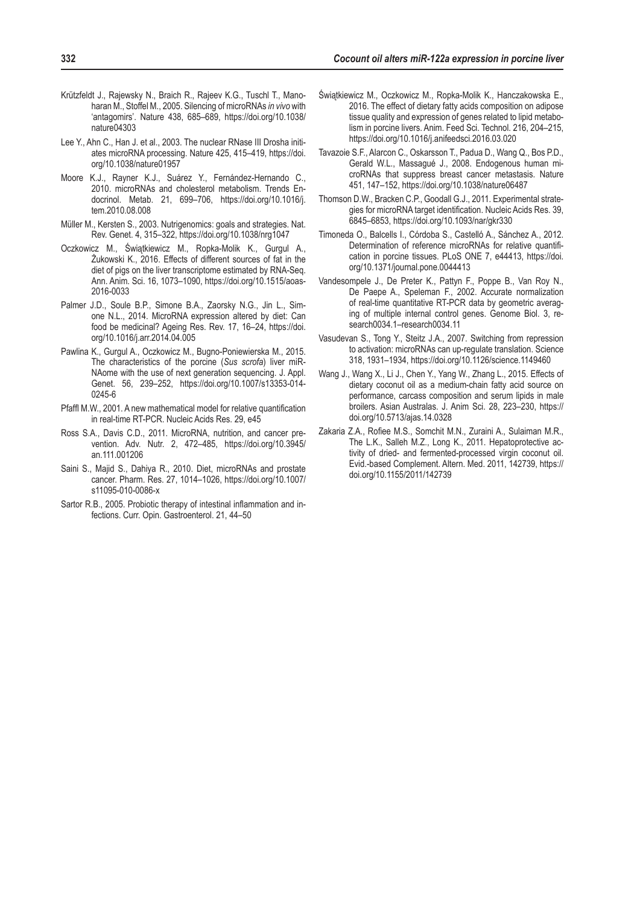Krützfeldt J., Rajewsky N., Braich R., Rajeev K.G., Tuschl T., Manoharan M., Stoffel M., 2005. Silencing of microRNAs *in vivo* with 'antagomirs'. Nature 438, 685–689, https://doi.org/10.1038/nature04303

Lee Y., Ahn C., Han J. et al., 2003. The nuclear RNase III Drosha initiates microRNA processing. Nature 425, 415–419, https://doi.org/10.1038/nature01957

Moore K.J., Rayner K.J., Suárez Y., Fernández-Hernando C., 2010. microRNAs and cholesterol metabolism. Trends Endocrinol. Metab. 21, 699–706, https://doi.org/10.1016/j.tem.2010.08.008

Müller M., Kersten S., 2003. Nutrigenomics: goals and strategies. Nat. Rev. Genet. 4, 315–322, https://doi.org/10.1038/nrg1047

Oczkowicz M., Świątkiewicz M., Ropka-Molik K., Gurgul A., Żukowski K., 2016. Effects of different sources of fat in the diet of pigs on the liver transcriptome estimated by RNA-Seq. Ann. Anim. Sci. 16, 1073–1090, https://doi.org/10.1515/aoas-2016-0033

Palmer J.D., Soule B.P., Simone B.A., Zaorsky N.G., Jin L., Simone N.L., 2014. MicroRNA expression altered by diet: Can food be medicinal? Ageing Res. Rev. 17, 16–24, https://doi.org/10.1016/j.arr.2014.04.005

Pawlina K., Gurgul A., Oczkowicz M., Bugno-Poniewierska M., 2015. The characteristics of the porcine (*Sus scrofa*) liver miRNAome with the use of next generation sequencing. J. Appl. Genet. 56, 239–252, https://doi.org/10.1007/s13353-014-0245-6

Pfaffl M.W., 2001. A new mathematical model for relative quantification in real-time RT-PCR. Nucleic Acids Res. 29, e45

Ross S.A., Davis C.D., 2011. MicroRNA, nutrition, and cancer prevention. Adv. Nutr. 2, 472–485, https://doi.org/10.3945/an.111.001206

Saini S., Majid S., Dahiya R., 2010. Diet, microRNAs and prostate cancer. Pharm. Res. 27, 1014–1026, https://doi.org/10.1007/s11095-010-0086-x

Sartor R.B., 2005. Probiotic therapy of intestinal inflammation and infections. Curr. Opin. Gastroenterol. 21, 44–50

Świątkiewicz M., Oczkowicz M., Ropka-Molik K., Hanczakowska E., 2016. The effect of dietary fatty acids composition on adipose tissue quality and expression of genes related to lipid metabolism in porcine livers. Anim. Feed Sci. Technol. 216, 204–215, https://doi.org/10.1016/j.anifeedsci.2016.03.020

Tavazoie S.F., Alarcon C., Oskarsson T., Padua D., Wang Q., Bos P.D., Gerald W.L., Massagué J., 2008. Endogenous human microRNAs that suppress breast cancer metastasis. Nature 451, 147–152, https://doi.org/10.1038/nature06487

Thomson D.W., Bracken C.P., Goodall G.J., 2011. Experimental strategies for microRNA target identification. Nucleic Acids Res. 39, 6845–6853, https://doi.org/10.1093/nar/gkr330

Timoneda O., Balcells I., Córdoba S., Castelló A., Sánchez A., 2012. Determination of reference microRNAs for relative quantification in porcine tissues. PLoS ONE 7, e44413, https://doi.org/10.1371/journal.pone.0044413

Vandesompele J., De Preter K., Pattyn F., Poppe B., Van Roy N., De Paepe A., Speleman F., 2002. Accurate normalization of real-time quantitative RT-PCR data by geometric averaging of multiple internal control genes. Genome Biol. 3, research0034.1–research0034.11

Vasudevan S., Tong Y., Steitz J.A., 2007. Switching from repression to activation: microRNAs can up-regulate translation. Science 318, 1931–1934, https://doi.org/10.1126/science.1149460

Wang J., Wang X., Li J., Chen Y., Yang W., Zhang L., 2015. Effects of dietary coconut oil as a medium-chain fatty acid source on performance, carcass composition and serum lipids in male broilers. Asian Australas. J. Anim Sci. 28, 223–230, https://doi.org/10.5713/ajas.14.0328

Zakaria Z.A., Rofiee M.S., Somchit M.N., Zuraini A., Sulaiman M.R., The L.K., Salleh M.Z., Long K., 2011. Hepatoprotective activity of dried- and fermented-processed virgin coconut oil. Evid.-based Complement. Altern. Med. 2011, 142739, https://doi.org/10.1155/2011/142739